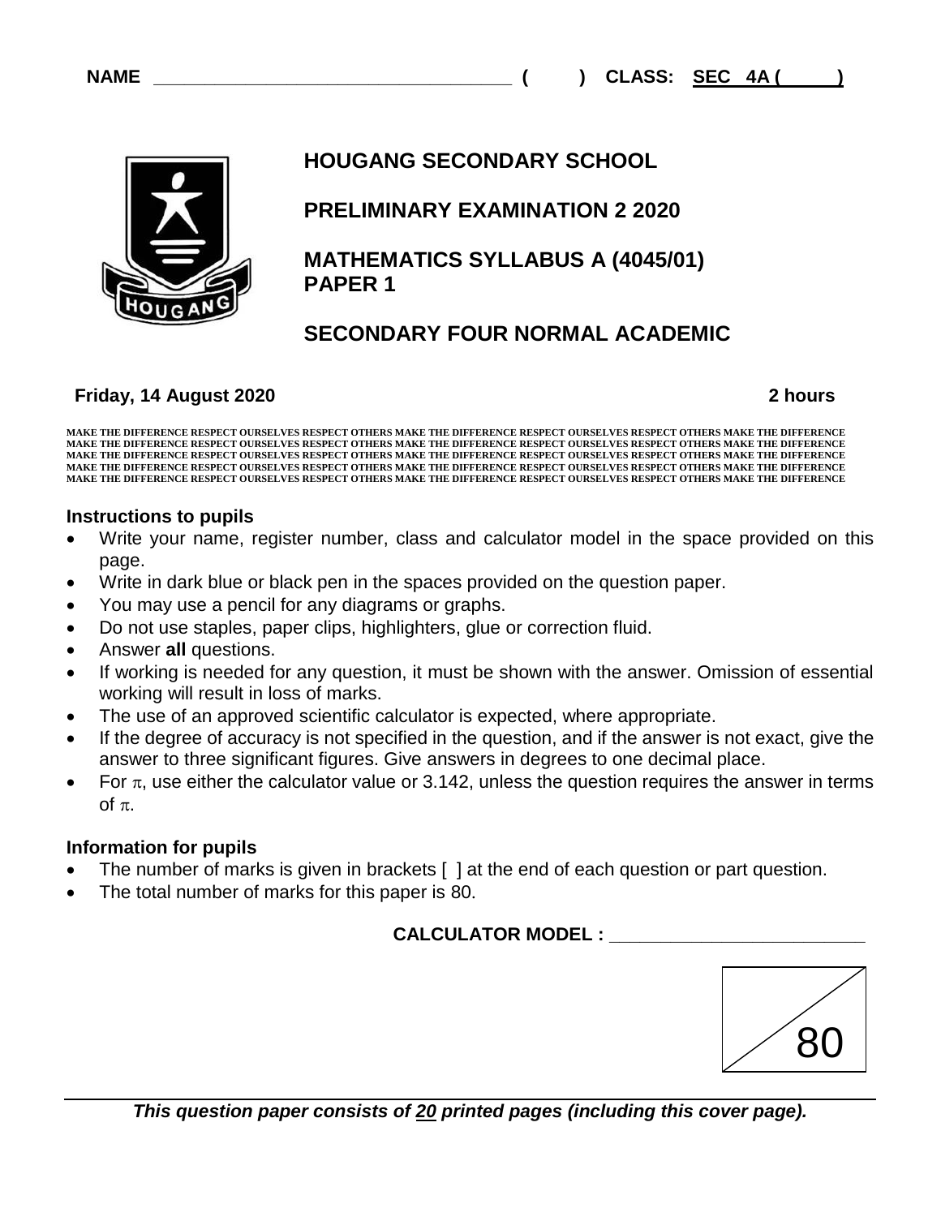**NAME** ______________________________ ( ) **CLASS: SEC 4A ( )**

# HOUGANG SECONDARY SCHOOL

## PRELIMINARY EXAMINATION 2 2020

## MATHEMATICS SYLLABUS A (4045/01) PAPER 1

## SECONDARY FOUR NORMAL ACADEMIC

**Friday, 14 August 2020** **2 hours**

MAKE THE DIFFERENCE RESPECT OURSELVES RESPECT OTHERS MAKE THE DIFFERENCE RESPECT OURSELVES RESPECT OTHERS MAKE THE DIFFERENCE
MAKE THE DIFFERENCE RESPECT OURSELVES RESPECT OTHERS MAKE THE DIFFERENCE RESPECT OURSELVES RESPECT OTHERS MAKE THE DIFFERENCE
MAKE THE DIFFERENCE RESPECT OURSELVES RESPECT OTHERS MAKE THE DIFFERENCE RESPECT OURSELVES RESPECT OTHERS MAKE THE DIFFERENCE
MAKE THE DIFFERENCE RESPECT OURSELVES RESPECT OTHERS MAKE THE DIFFERENCE RESPECT OURSELVES RESPECT OTHERS MAKE THE DIFFERENCE
MAKE THE DIFFERENCE RESPECT OURSELVES RESPECT OTHERS MAKE THE DIFFERENCE RESPECT OURSELVES RESPECT OTHERS MAKE THE DIFFERENCE

### Instructions to pupils

- Write your name, register number, class and calculator model in the space provided on this page.
- Write in dark blue or black pen in the spaces provided on the question paper.
- You may use a pencil for any diagrams or graphs.
- Do not use staples, paper clips, highlighters, glue or correction fluid.
- Answer **all** questions.
- If working is needed for any question, it must be shown with the answer. Omission of essential working will result in loss of marks.
- The use of an approved scientific calculator is expected, where appropriate.
- If the degree of accuracy is not specified in the question, and if the answer is not exact, give the answer to three significant figures. Give answers in degrees to one decimal place.
- For $\pi$, use either the calculator value or 3.142, unless the question requires the answer in terms of $\pi$.

### Information for pupils

- The number of marks is given in brackets [ ] at the end of each question or part question.
- The total number of marks for this paper is 80.

**CALCULATOR MODEL :** ______________________

/ 80

***This question paper consists of 20 printed pages (including this cover page).***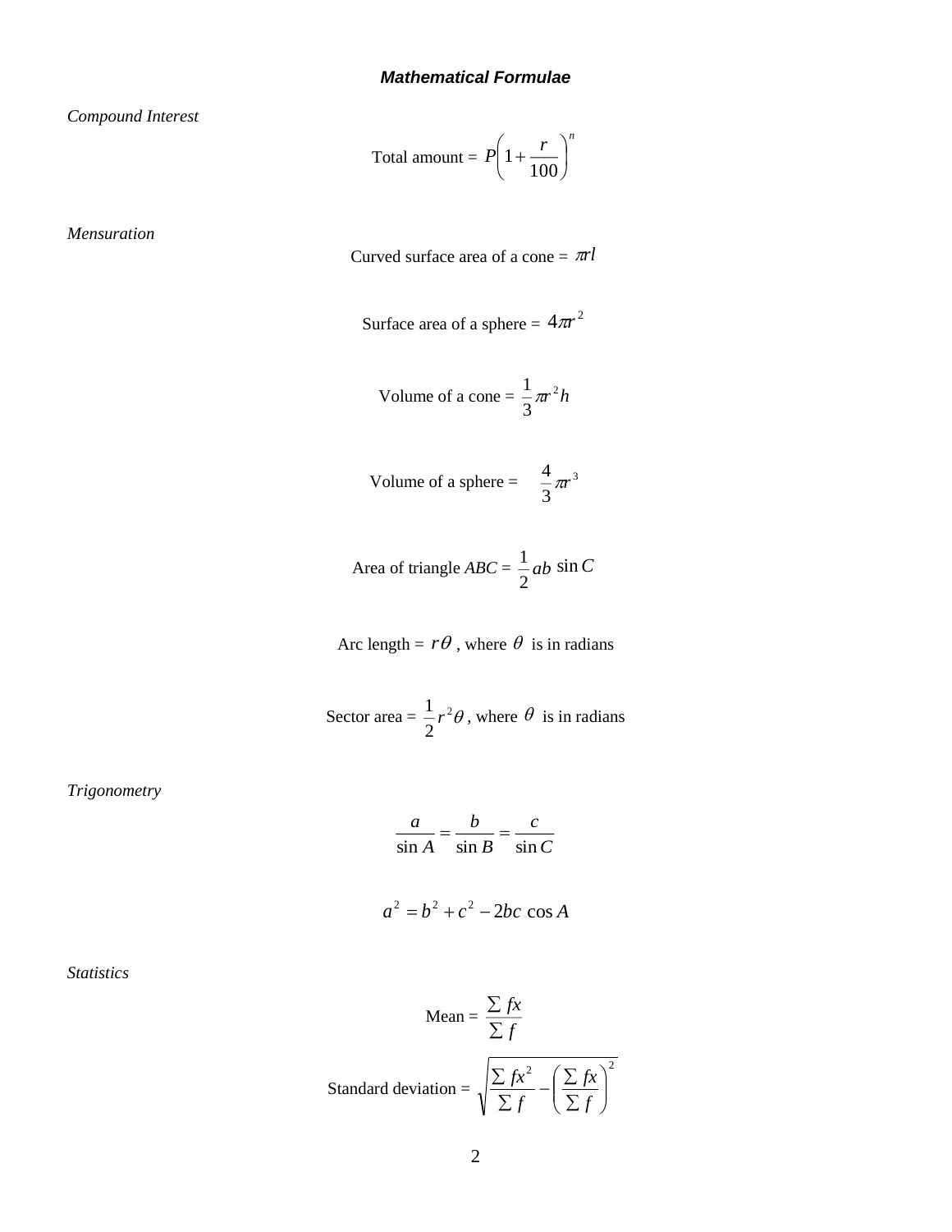## *Mathematical Formulae*

*Compound Interest*

$$\text{Total amount} = P\left(1 + \frac{r}{100}\right)^n$$

*Mensuration*

$$\text{Curved surface area of a cone} = \pi r l$$

$$\text{Surface area of a sphere} = 4\pi r^2$$

$$\text{Volume of a cone} = \frac{1}{3}\pi r^2 h$$

$$\text{Volume of a sphere} = \frac{4}{3}\pi r^3$$

$$\text{Area of triangle } ABC = \frac{1}{2}ab\sin C$$

$$\text{Arc length} = r\theta\text{, where } \theta \text{ is in radians}$$

$$\text{Sector area} = \frac{1}{2}r^2\theta\text{, where } \theta \text{ is in radians}$$

*Trigonometry*

$$\frac{a}{\sin A} = \frac{b}{\sin B} = \frac{c}{\sin C}$$

$$a^2 = b^2 + c^2 - 2bc\cos A$$

*Statistics*

$$\text{Mean} = \frac{\sum fx}{\sum f}$$

$$\text{Standard deviation} = \sqrt{\frac{\sum fx^2}{\sum f} - \left(\frac{\sum fx}{\sum f}\right)^2}$$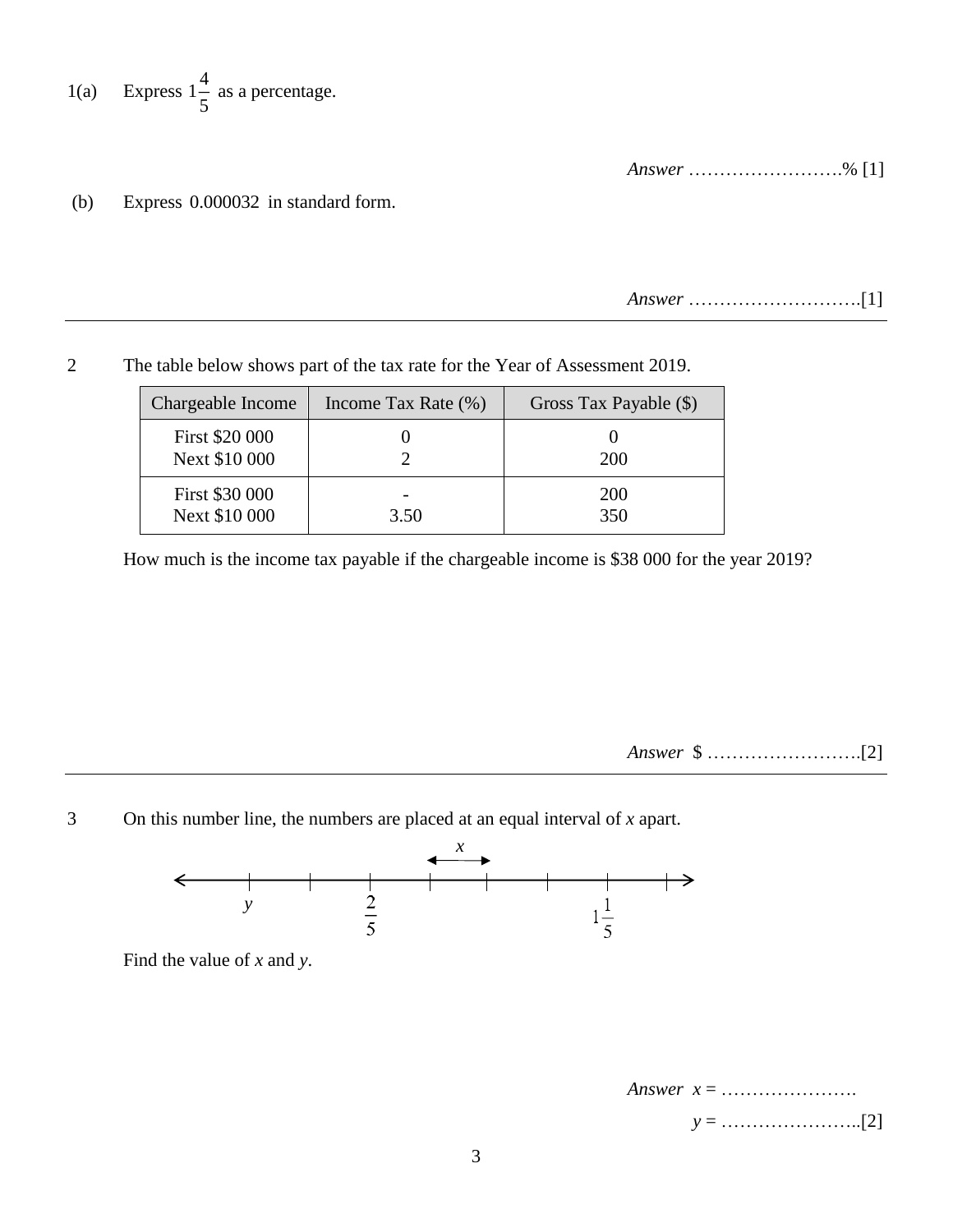1(a) Express $1\frac{4}{5}$ as a percentage.

*Answer* …………………….% [1]

(b) Express 0.000032 in standard form.

*Answer* ……………………….[1]

---

2 The table below shows part of the tax rate for the Year of Assessment 2019.

| Chargeable Income | Income Tax Rate (%) | Gross Tax Payable ($) |
|---|---|---|
| First $20 000<br>Next $10 000 | 0<br>2 | 0<br>200 |
| First $30 000<br>Next $10 000 | -<br>3.50 | 200<br>350 |

How much is the income tax payable if the chargeable income is $38 000 for the year 2019?

*Answer* $ …………………….[2]

---

3 On this number line, the numbers are placed at an equal interval of $x$ apart.

Number line (left to right): $y$, (tick), $\frac{2}{5}$, (tick), (tick), (tick), $1\frac{1}{5}$, (tick); the interval between adjacent ticks is labelled $x$.

Find the value of $x$ and $y$.

*Answer* $x$ = ………………….

$y$ = …………………..[2]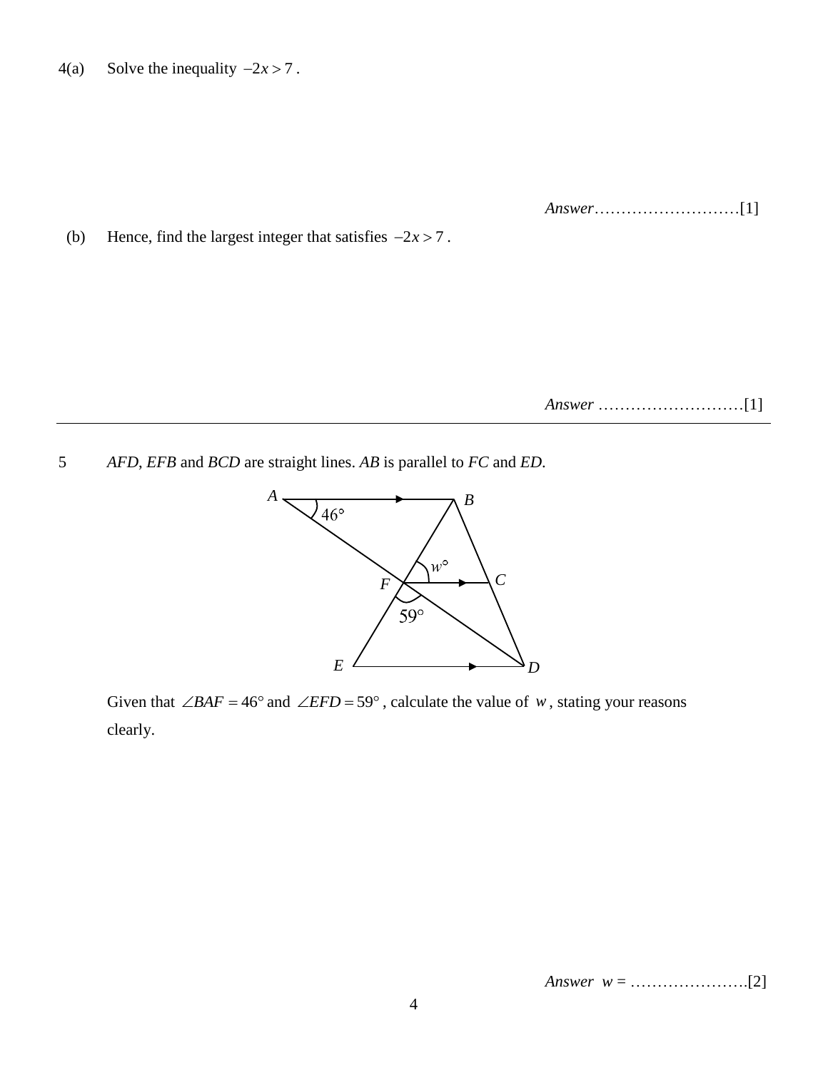4(a) Solve the inequality $-2x > 7$ .

*Answer*………………………[1]

(b) Hence, find the largest integer that satisfies $-2x > 7$ .

*Answer* ………………………[1]

---

5 *AFD*, *EFB* and *BCD* are straight lines. *AB* is parallel to *FC* and *ED*.

Given that $\angle BAF = 46°$ and $\angle EFD = 59°$ , calculate the value of $w$ , stating your reasons clearly.

*Answer* $w$ = ………………….[2]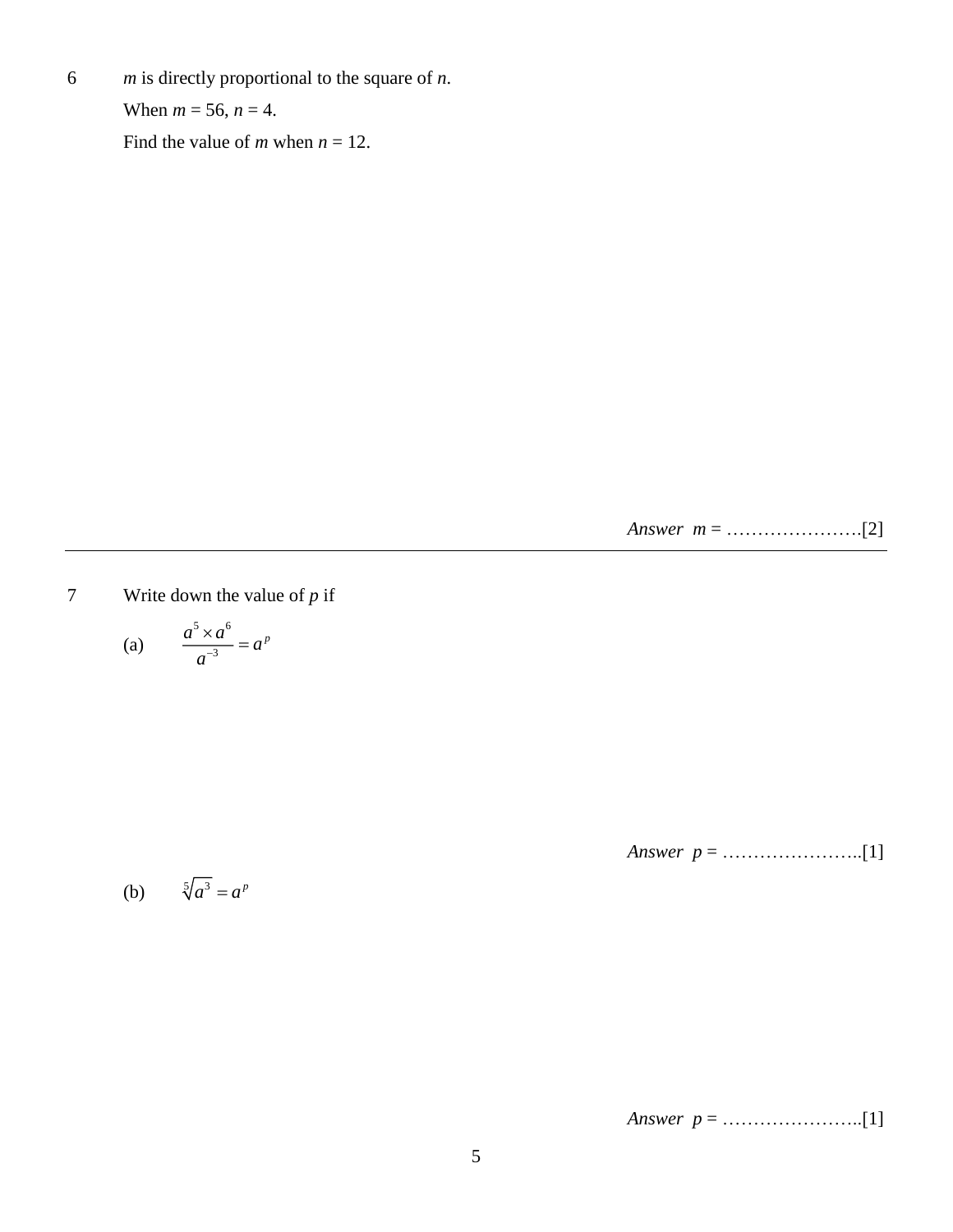6 $m$ is directly proportional to the square of $n$.

When $m = 56$, $n = 4$.

Find the value of $m$ when $n = 12$.

*Answer* $m$ = ………………….[2]

---

7 Write down the value of $p$ if

(a) $\dfrac{a^5 \times a^6}{a^{-3}} = a^p$

*Answer* $p$ = …………………..[1]

(b) $\sqrt[5]{a^3} = a^p$

*Answer* $p$ = …………………..[1]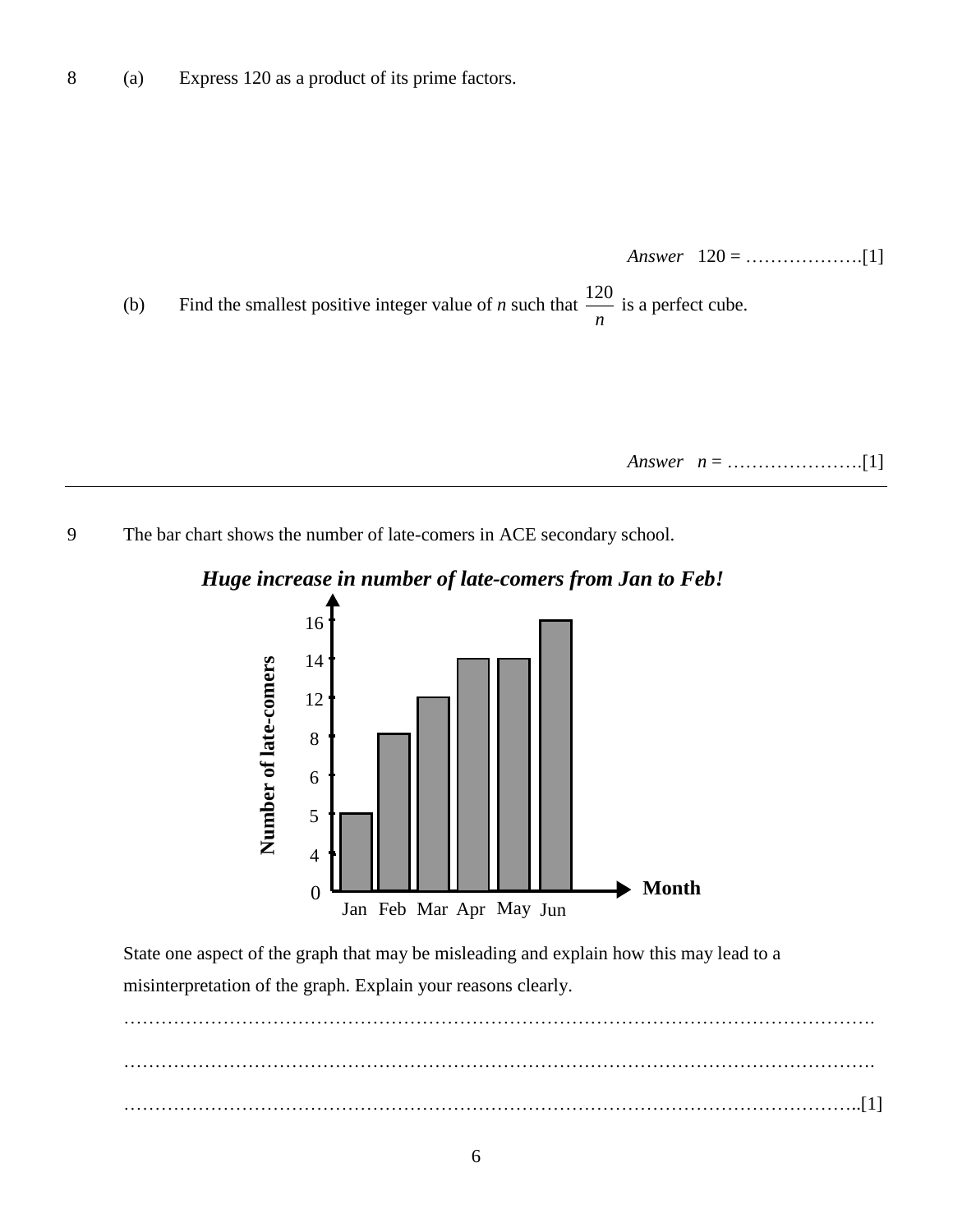8 (a) Express 120 as a product of its prime factors.

*Answer* 120 = ……………….[1]

(b) Find the smallest positive integer value of $n$ such that $\dfrac{120}{n}$ is a perfect cube.

*Answer* $n$ = ………………….[1]

---

9 The bar chart shows the number of late-comers in ACE secondary school.

***Huge increase in number of late-comers from Jan to Feb!***

| Month | Jan | Feb | Mar | Apr | May | Jun |
|---|---|---|---|---|---|---|
| Number of late-comers | 5 | 8 | 12 | 14 | 14 | 16 |

(Vertical axis labels: 0, 4, 5, 6, 8, 12, 14, 16)

State one aspect of the graph that may be misleading and explain how this may lead to a misinterpretation of the graph. Explain your reasons clearly.

…………………………………………………………………………………………………………

…………………………………………………………………………………………………………

…………………………………………………………………………………………………………[1]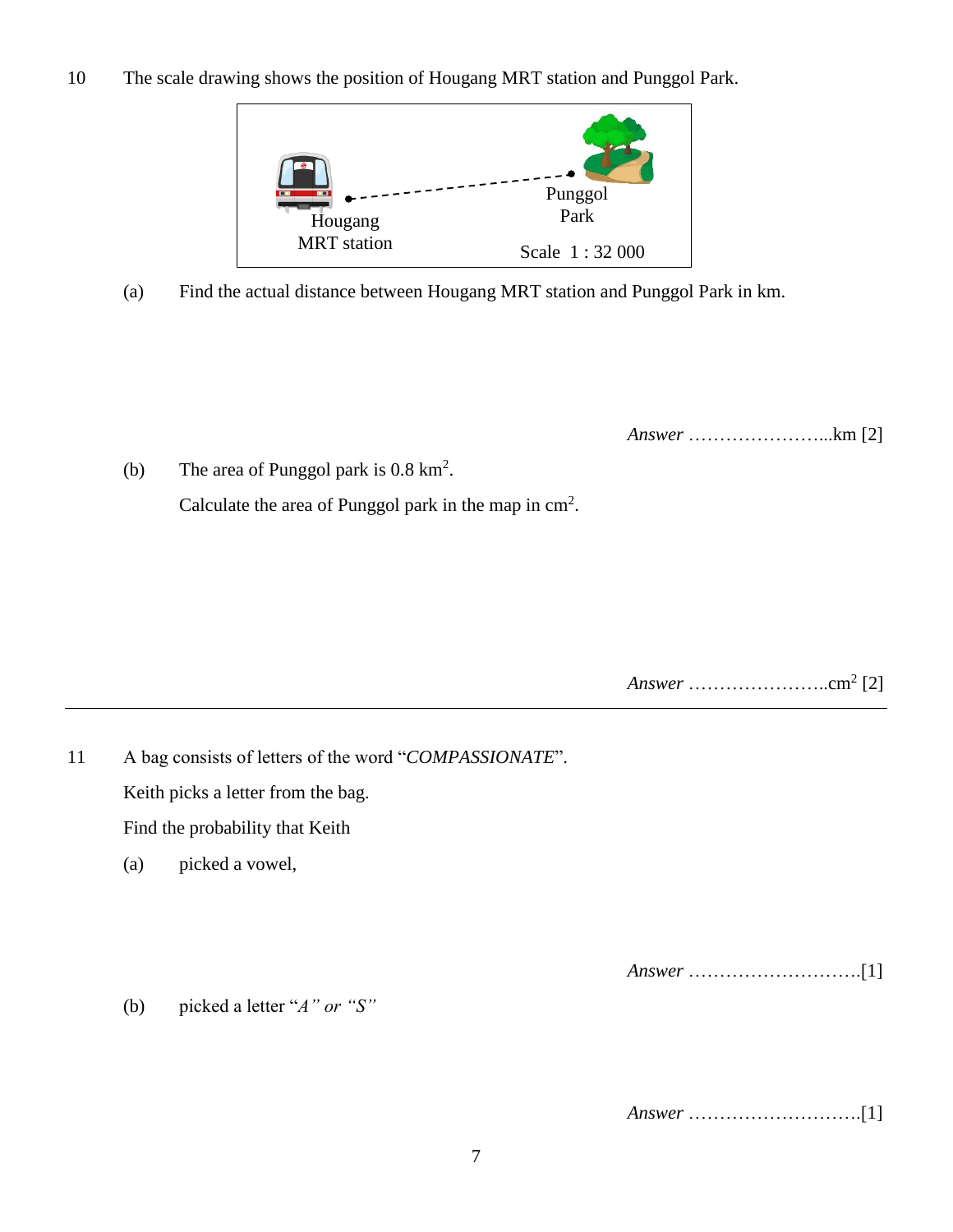10 The scale drawing shows the position of Hougang MRT station and Punggol Park.

Hougang MRT station

Punggol Park

Scale 1 : 32 000

(a) Find the actual distance between Hougang MRT station and Punggol Park in km.

*Answer* …………………...km [2]

(b) The area of Punggol park is 0.8 $km^2$.

Calculate the area of Punggol park in the map in $cm^2$.

*Answer* …………………..$cm^2$ [2]

---

11 A bag consists of letters of the word "*COMPASSIONATE*".

Keith picks a letter from the bag.

Find the probability that Keith

(a) picked a vowel,

*Answer* ……………………….[1]

(b) picked a letter "*A" or "S"*

*Answer* ……………………….[1]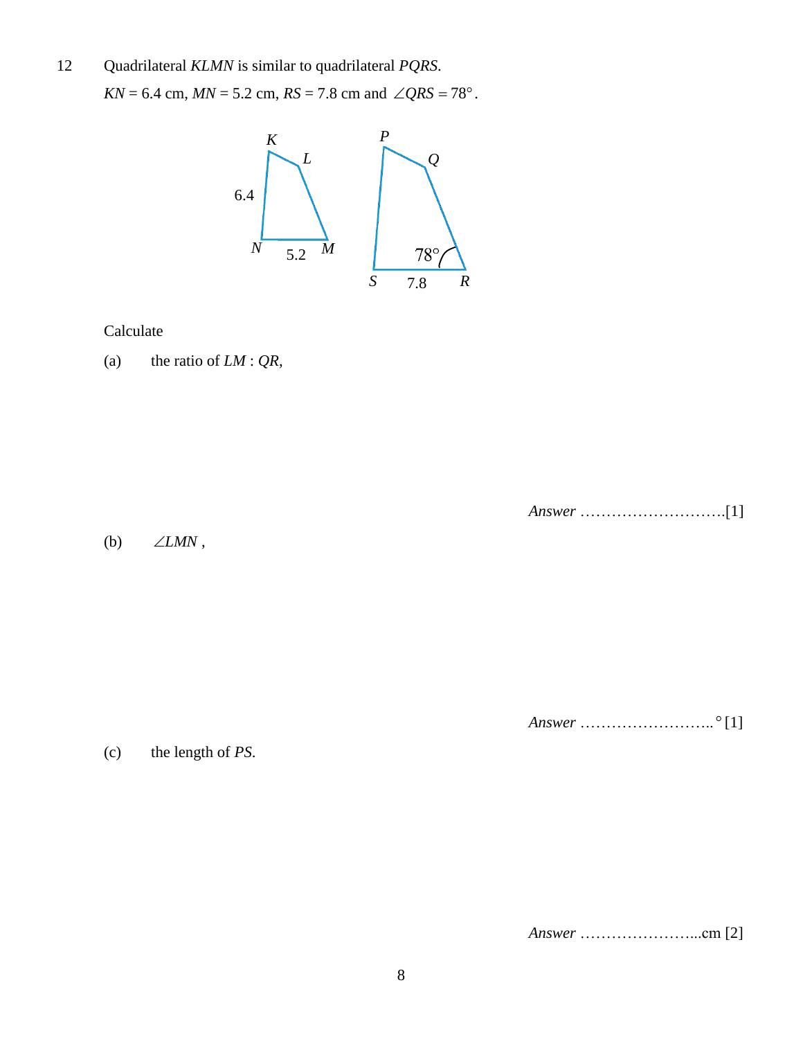12 Quadrilateral $KLMN$ is similar to quadrilateral $PQRS$.

$KN = 6.4$ cm, $MN = 5.2$ cm, $RS = 7.8$ cm and $\angle QRS = 78°$.

Calculate

(a) the ratio of $LM : QR$,

*Answer* ……………………….[1]

(b) $\angle LMN$ ,

*Answer* …………………….. ° [1]

(c) the length of $PS$.

*Answer* …………………...cm [2]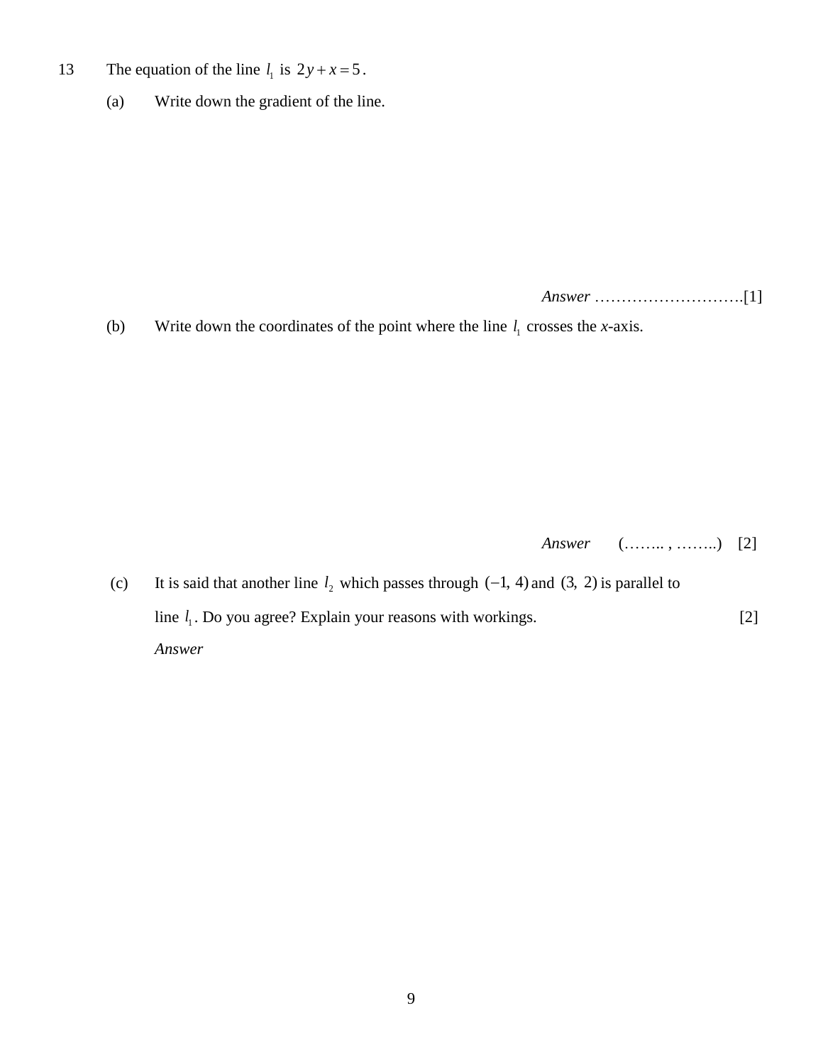13 The equation of the line $l_1$ is $2y + x = 5$.

(a) Write down the gradient of the line.

*Answer* ……………………….[1]

(b) Write down the coordinates of the point where the line $l_1$ crosses the *x*-axis.

*Answer* (…….. , ……..) [2]

(c) It is said that another line $l_2$ which passes through $(-1, 4)$ and $(3, 2)$ is parallel to line $l_1$. Do you agree? Explain your reasons with workings. [2]

*Answer*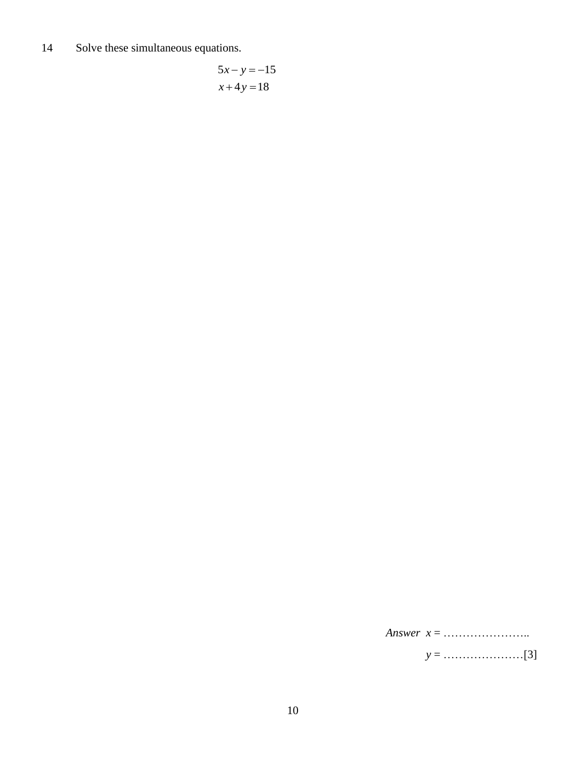14 Solve these simultaneous equations.

$$5x - y = -15$$
$$x + 4y = 18$$

*Answer* $x$ = ……………………..

$y$ = …………………[3]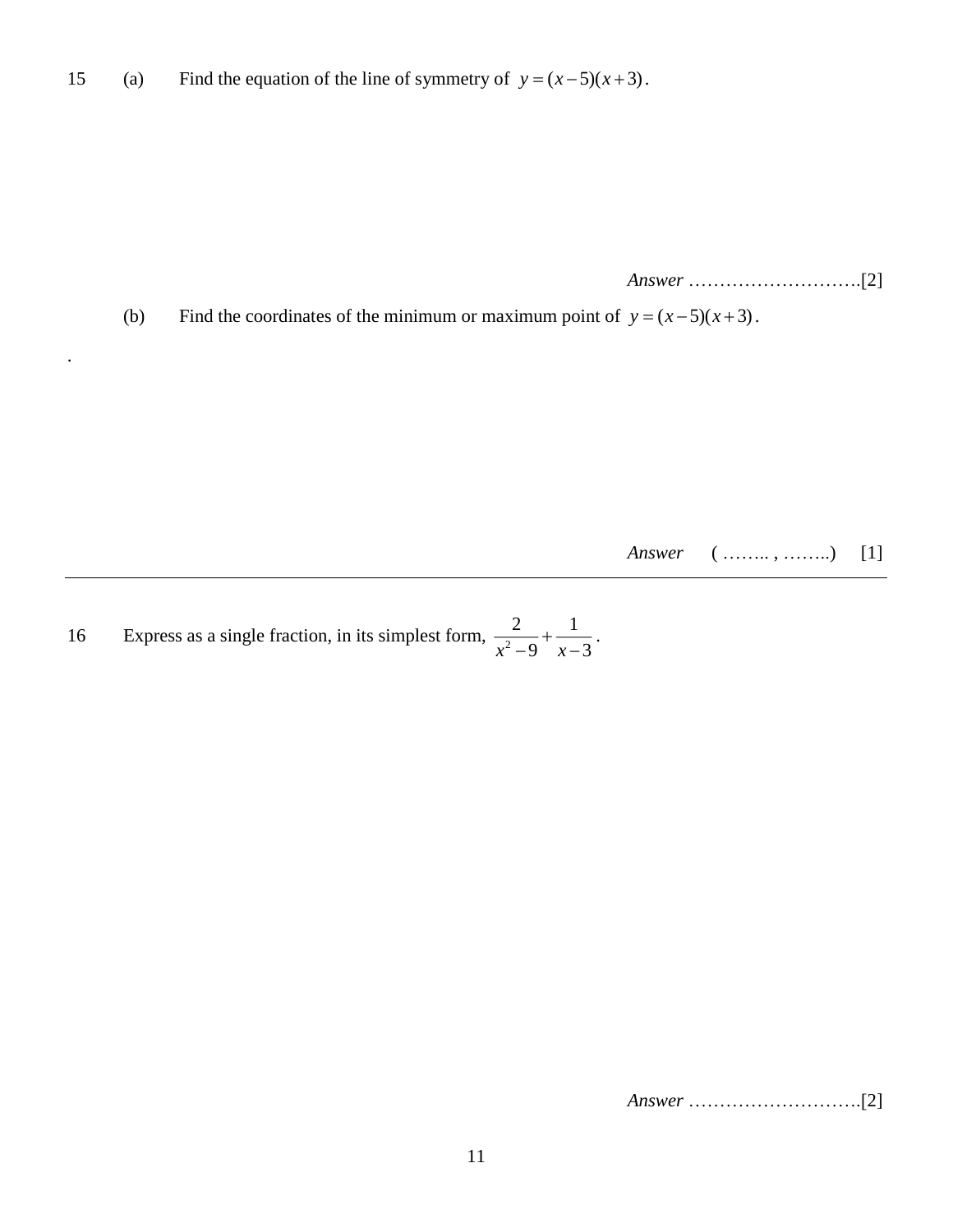15 (a) Find the equation of the line of symmetry of $y = (x-5)(x+3)$.

*Answer* ……………………….[2]

(b) Find the coordinates of the minimum or maximum point of $y = (x-5)(x+3)$.

.

*Answer* ( …….. , ……..) [1]

---

16 Express as a single fraction, in its simplest form, $\dfrac{2}{x^2-9} + \dfrac{1}{x-3}$.

*Answer* ……………………….[2]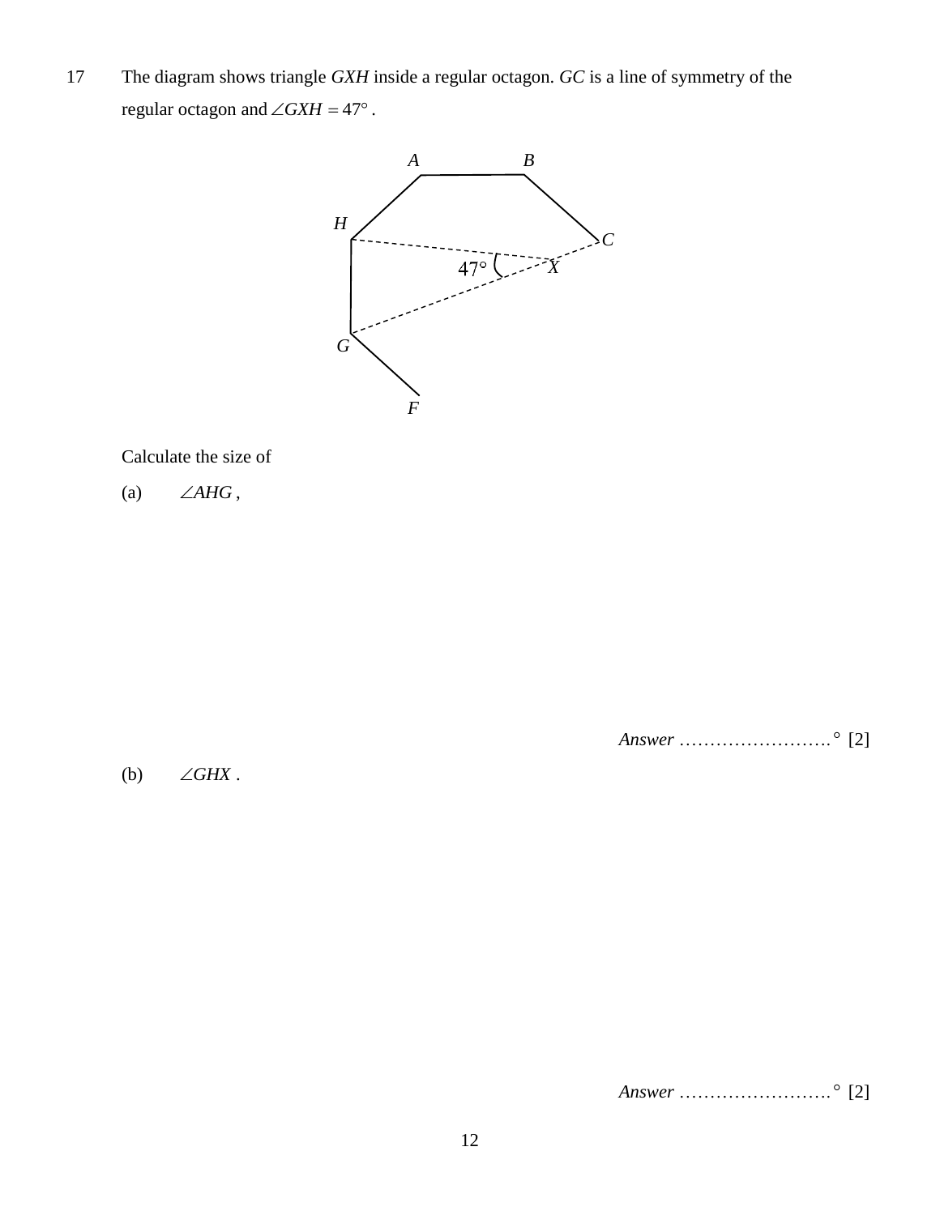17 The diagram shows triangle $GXH$ inside a regular octagon. $GC$ is a line of symmetry of the regular octagon and $\angle GXH = 47°$.

Calculate the size of

(a) $\angle AHG$,

*Answer* …………………….° [2]

(b) $\angle GHX$.

*Answer* …………………….° [2]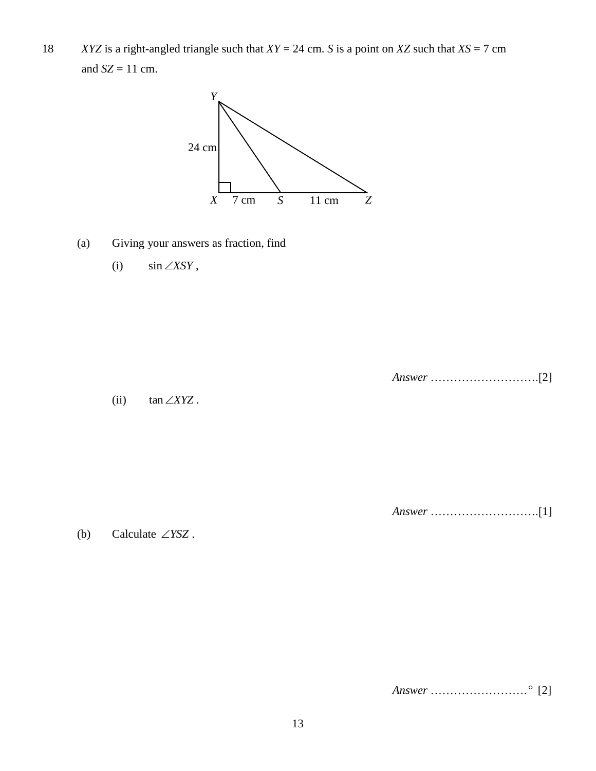18 $XYZ$ is a right-angled triangle such that $XY = 24$ cm. $S$ is a point on $XZ$ such that $XS = 7$ cm and $SZ = 11$ cm.

(a) Giving your answers as fraction, find

(i) $\sin \angle XSY$ ,

*Answer* ……………………….[2]

(ii) $\tan \angle XYZ$ .

*Answer* ……………………….[1]

(b) Calculate $\angle YSZ$ .

*Answer* …………………….° [2]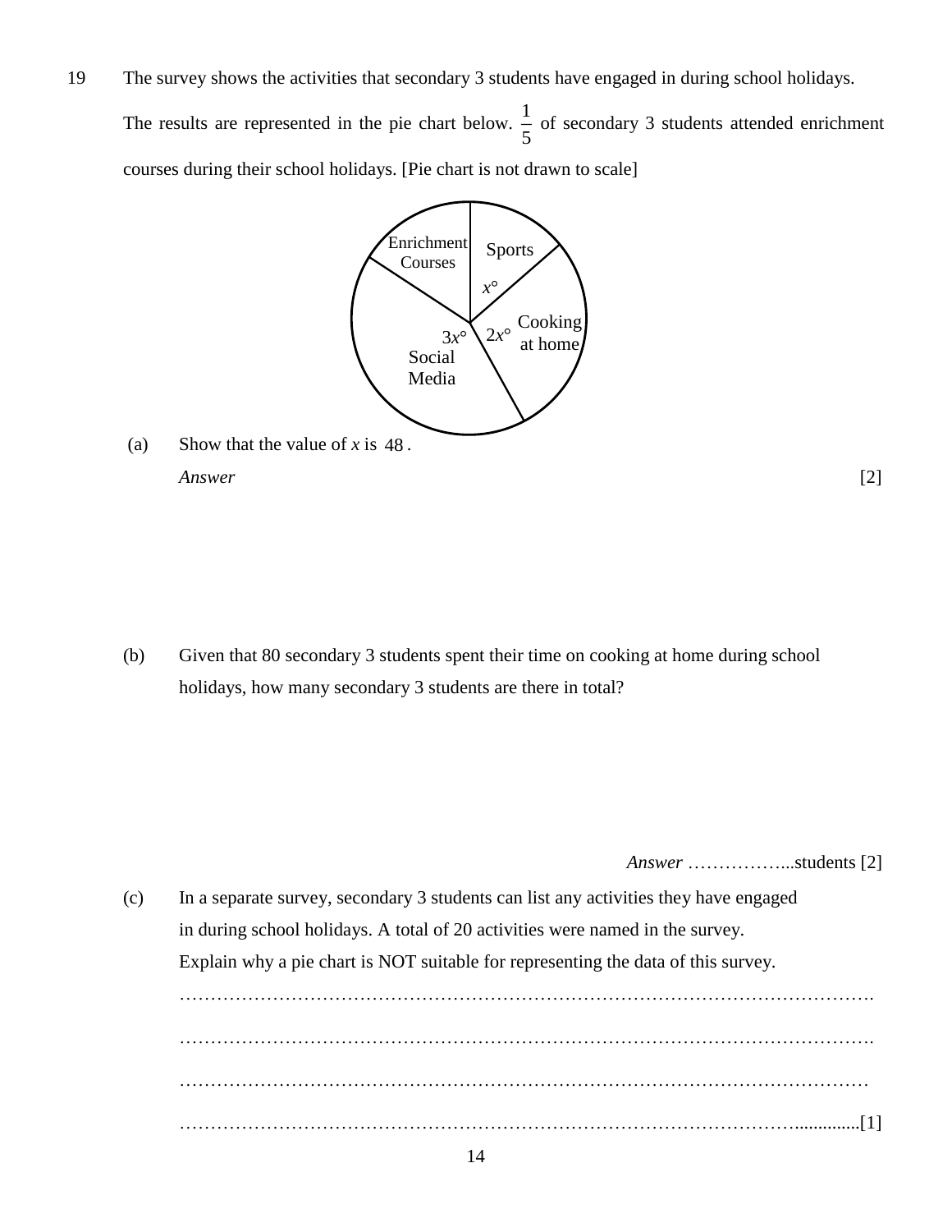19 The survey shows the activities that secondary 3 students have engaged in during school holidays. The results are represented in the pie chart below. $\frac{1}{5}$ of secondary 3 students attended enrichment courses during their school holidays. [Pie chart is not drawn to scale]

Enrichment Courses | Sports $x°$ | Cooking at home $2x°$ | Social Media $3x°$

(a) Show that the value of $x$ is $48$.

*Answer* [2]

(b) Given that 80 secondary 3 students spent their time on cooking at home during school holidays, how many secondary 3 students are there in total?

*Answer* ……………...students [2]

(c) In a separate survey, secondary 3 students can list any activities they have engaged in during school holidays. A total of 20 activities were named in the survey. Explain why a pie chart is NOT suitable for representing the data of this survey.

…………………………………………………………………………………………………….

…………………………………………………………………………………………………….

……………………………………………………………………………………………………

……………………………………………………………………………………….............[1]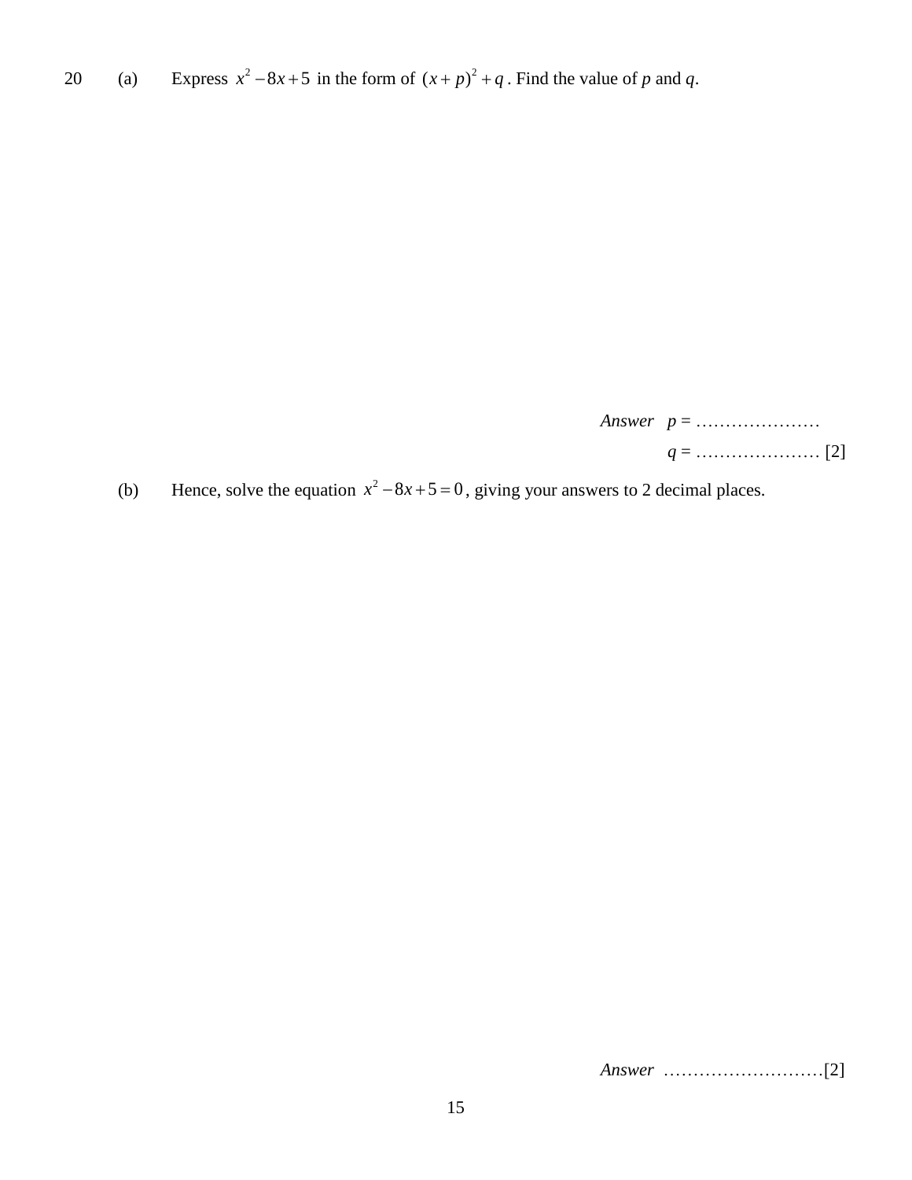20 (a) Express $x^2 - 8x + 5$ in the form of $(x + p)^2 + q$. Find the value of $p$ and $q$.

*Answer* $p$ = …………………

$q$ = ………………… [2]

(b) Hence, solve the equation $x^2 - 8x + 5 = 0$, giving your answers to 2 decimal places.

*Answer* ………………………[2]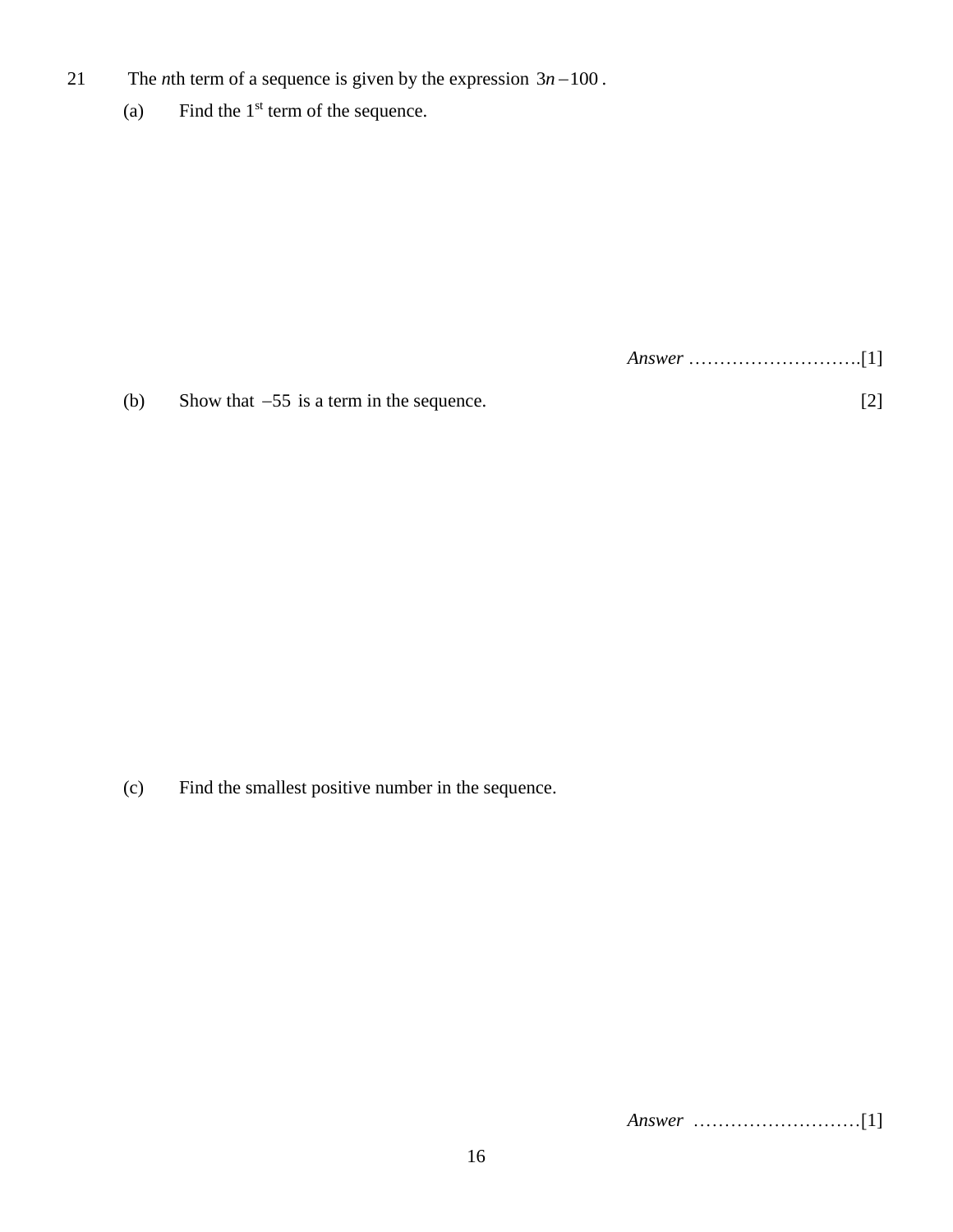21 The *n*th term of a sequence is given by the expression $3n - 100$.

(a) Find the 1st term of the sequence.

*Answer* ……………………….[1]

(b) Show that $-55$ is a term in the sequence. [2]

(c) Find the smallest positive number in the sequence.

*Answer* ………………………[1]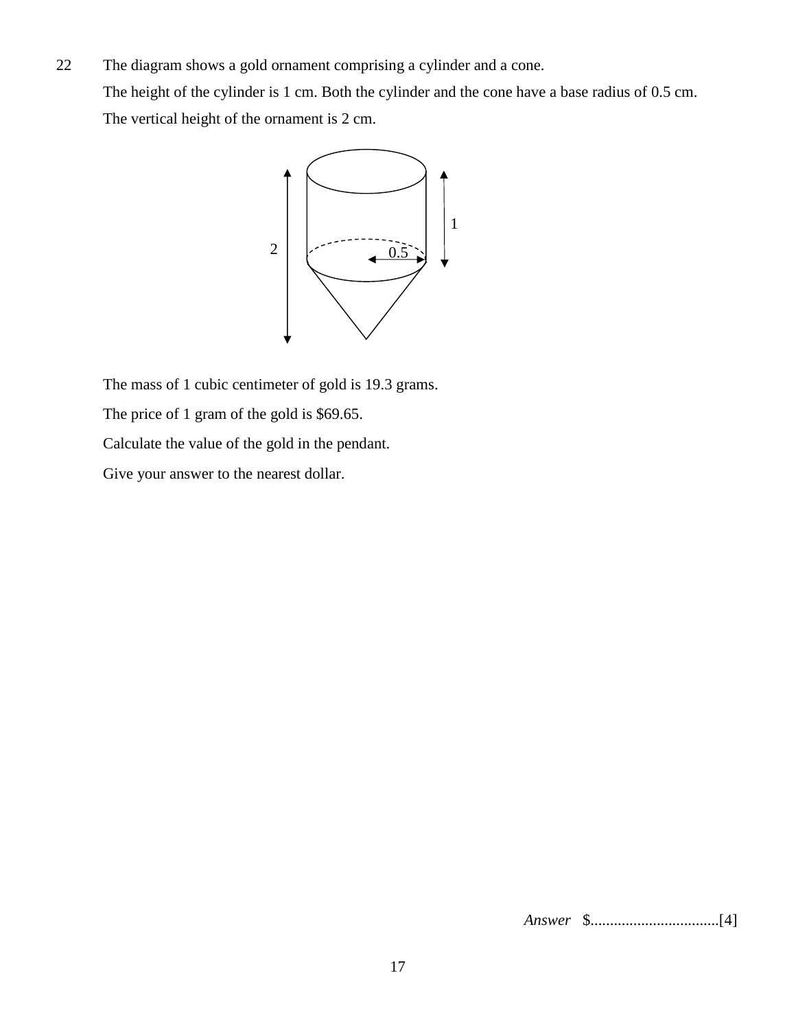22 The diagram shows a gold ornament comprising a cylinder and a cone.

The height of the cylinder is 1 cm. Both the cylinder and the cone have a base radius of 0.5 cm.

The vertical height of the ornament is 2 cm.

The mass of 1 cubic centimeter of gold is 19.3 grams.

The price of 1 gram of the gold is $69.65.

Calculate the value of the gold in the pendant.

Give your answer to the nearest dollar.

*Answer* $.................................[4]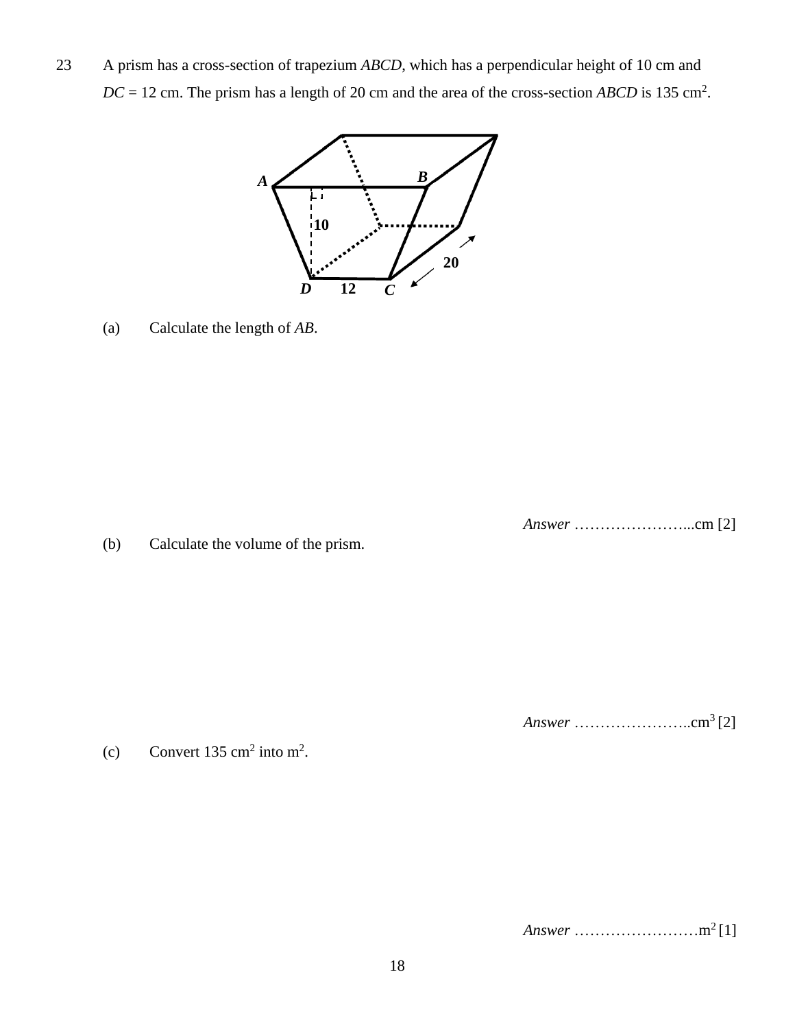23 A prism has a cross-section of trapezium *ABCD*, which has a perpendicular height of 10 cm and $DC = 12$ cm. The prism has a length of 20 cm and the area of the cross-section *ABCD* is 135 $cm^2$.

(a) Calculate the length of *AB*.

*Answer* …………………...cm [2]

(b) Calculate the volume of the prism.

*Answer* …………………..$cm^3$ [2]

(c) Convert 135 $cm^2$ into $m^2$.

*Answer* ……………………$m^2$ [1]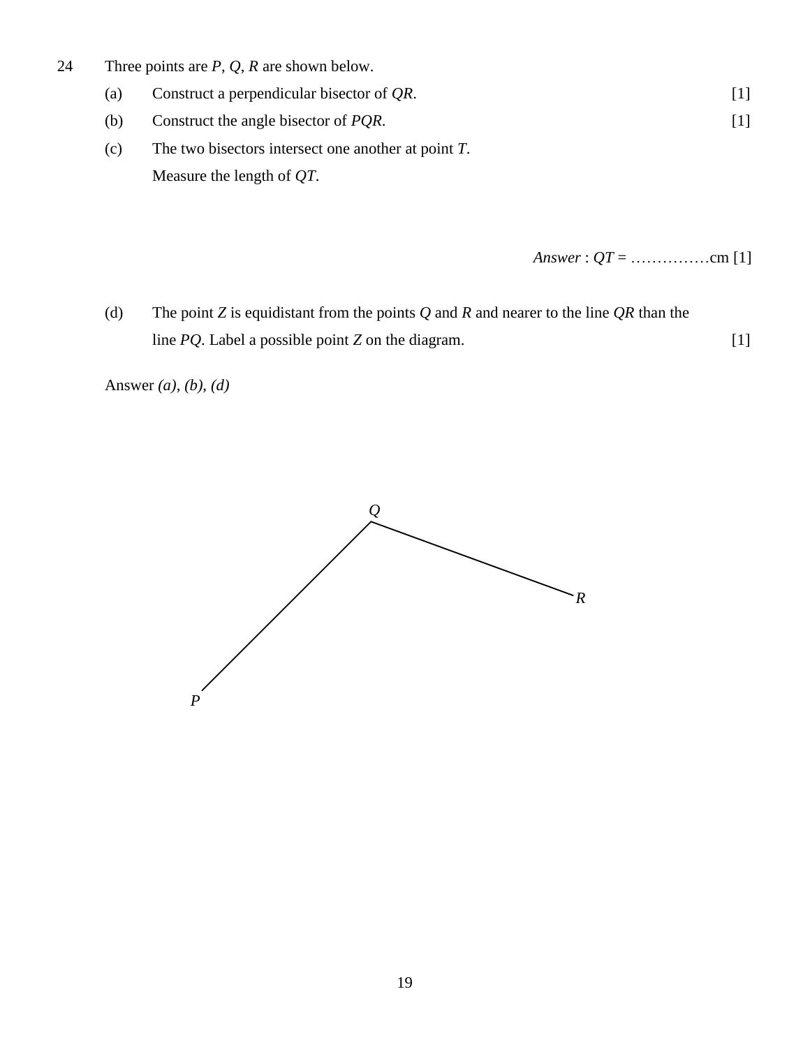24 Three points are $P$, $Q$, $R$ are shown below.

(a) Construct a perpendicular bisector of $QR$. [1]

(b) Construct the angle bisector of $PQR$. [1]

(c) The two bisectors intersect one another at point $T$.

Measure the length of $QT$.

*Answer* : $QT$ = ……………cm [1]

(d) The point $Z$ is equidistant from the points $Q$ and $R$ and nearer to the line $QR$ than the line $PQ$. Label a possible point $Z$ on the diagram. [1]

Answer *(a)*, *(b)*, *(d)*

$Q$

$R$

$P$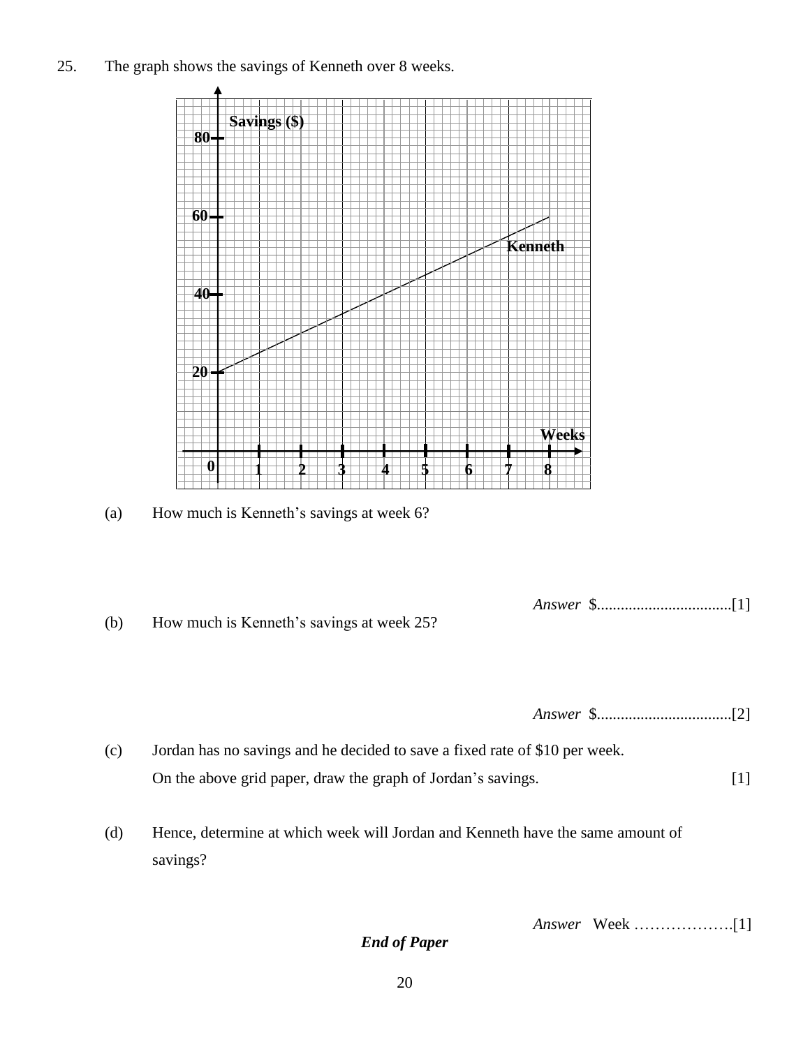25. The graph shows the savings of Kenneth over 8 weeks.

Savings ($)

80

60

40

20

0

1 2 3 4 5 6 7 8

Weeks

Kenneth

(a) How much is Kenneth's savings at week 6?

*Answer* $..................................[1]

(b) How much is Kenneth's savings at week 25?

*Answer* $..................................[2]

(c) Jordan has no savings and he decided to save a fixed rate of $10 per week.
On the above grid paper, draw the graph of Jordan's savings. [1]

(d) Hence, determine at which week will Jordan and Kenneth have the same amount of savings?

*Answer* Week ……………….[1]

***End of Paper***